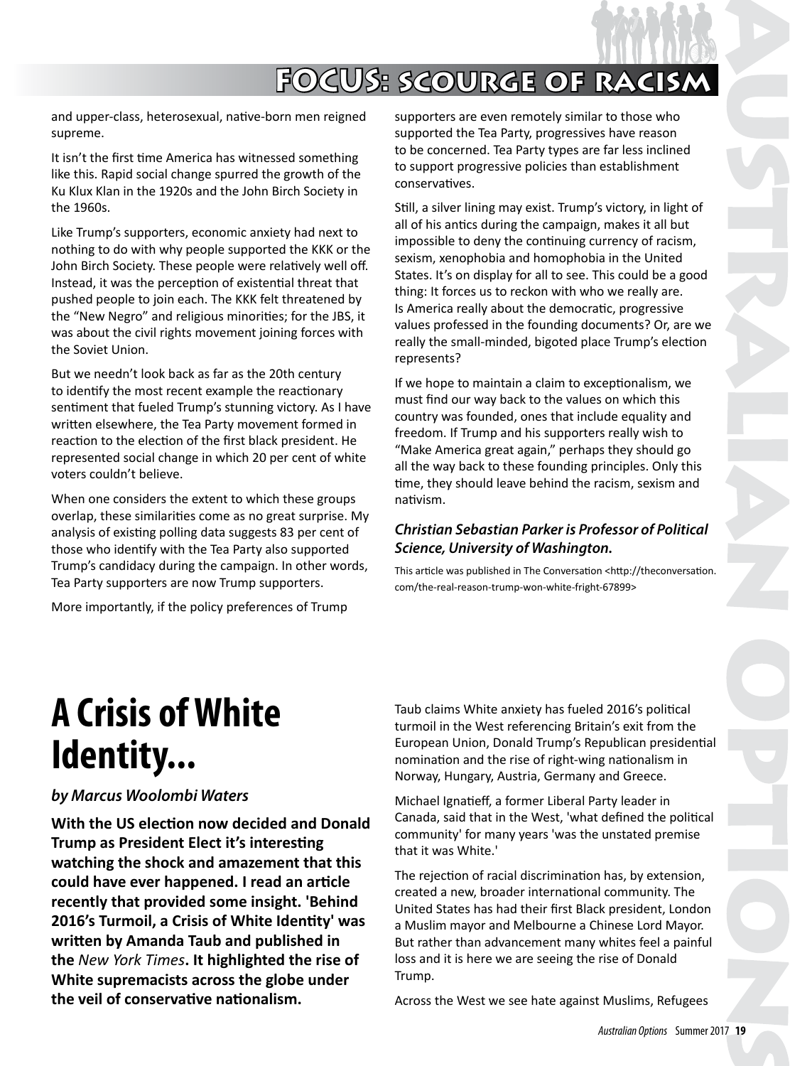and upper-class, heterosexual, native-born men reigned supreme.

It isn't the first time America has witnessed something like this. Rapid social change spurred the growth of the Ku Klux Klan in the 1920s and the John Birch Society in the 1960s.

Like Trump's supporters, economic anxiety had next to nothing to do with why people supported the KKK or the John Birch Society. These people were relatively well off. Instead, it was the perception of existential threat that pushed people to join each. The KKK felt threatened by the "New Negro" and religious minorities; for the JBS, it was about the civil rights movement joining forces with the Soviet Union.

But we needn't look back as far as the 20th century to identify the most recent example the reactionary sentiment that fueled Trump's stunning victory. As I have written elsewhere, the Tea Party movement formed in reaction to the election of the first black president. He represented social change in which 20 per cent of white voters couldn't believe.

When one considers the extent to which these groups overlap, these similarities come as no great surprise. My analysis of existing polling data suggests 83 per cent of those who identify with the Tea Party also supported Trump's candidacy during the campaign. In other words, Tea Party supporters are now Trump supporters.

More importantly, if the policy preferences of Trump supporters are even remotely similar to those who supported the Tea Party, progressives have reason to be concerned. Tea Party types are far less inclined to support progressive policies than establishment conservatives.

Still, a silver lining may exist. Trump's victory, in light of all of his antics during the campaign, makes it all but impossible to deny the continuing currency of racism, sexism, xenophobia and homophobia in the United States. It's on display for all to see. This could be a good thing: It forces us to reckon with who we really are. Is America really about the democratic, progressive values professed in the founding documents? Or, are we really the small-minded, bigoted place Trump's election represents?

If we hope to maintain a claim to exceptionalism, we must find our way back to the values on which this country was founded, ones that include equality and freedom. If Trump and his supporters really wish to "Make America great again," perhaps they should go all the way back to these founding principles. Only this time, they should leave behind the racism, sexism and nativism.

***Christian Sebastian Parker is Professor of Political Science, University of Washington.***

This article was published in The Conversation <http://theconversation.com/the-real-reason-trump-won-white-fright-67899>

# A Crisis of White Identity...

***by Marcus Woolombi Waters***

**With the US election now decided and Donald Trump as President Elect it's interesting watching the shock and amazement that this could have ever happened. I read an article recently that provided some insight. 'Behind 2016's Turmoil, a Crisis of White Identity' was written by Amanda Taub and published in the *New York Times*. It highlighted the rise of White supremacists across the globe under the veil of conservative nationalism.**

Taub claims White anxiety has fueled 2016's political turmoil in the West referencing Britain's exit from the European Union, Donald Trump's Republican presidential nomination and the rise of right-wing nationalism in Norway, Hungary, Austria, Germany and Greece.

Michael Ignatieff, a former Liberal Party leader in Canada, said that in the West, 'what defined the political community' for many years 'was the unstated premise that it was White.'

The rejection of racial discrimination has, by extension, created a new, broader international community. The United States has had their first Black president, London a Muslim mayor and Melbourne a Chinese Lord Mayor. But rather than advancement many whites feel a painful loss and it is here we are seeing the rise of Donald Trump.

Across the West we see hate against Muslims, Refugees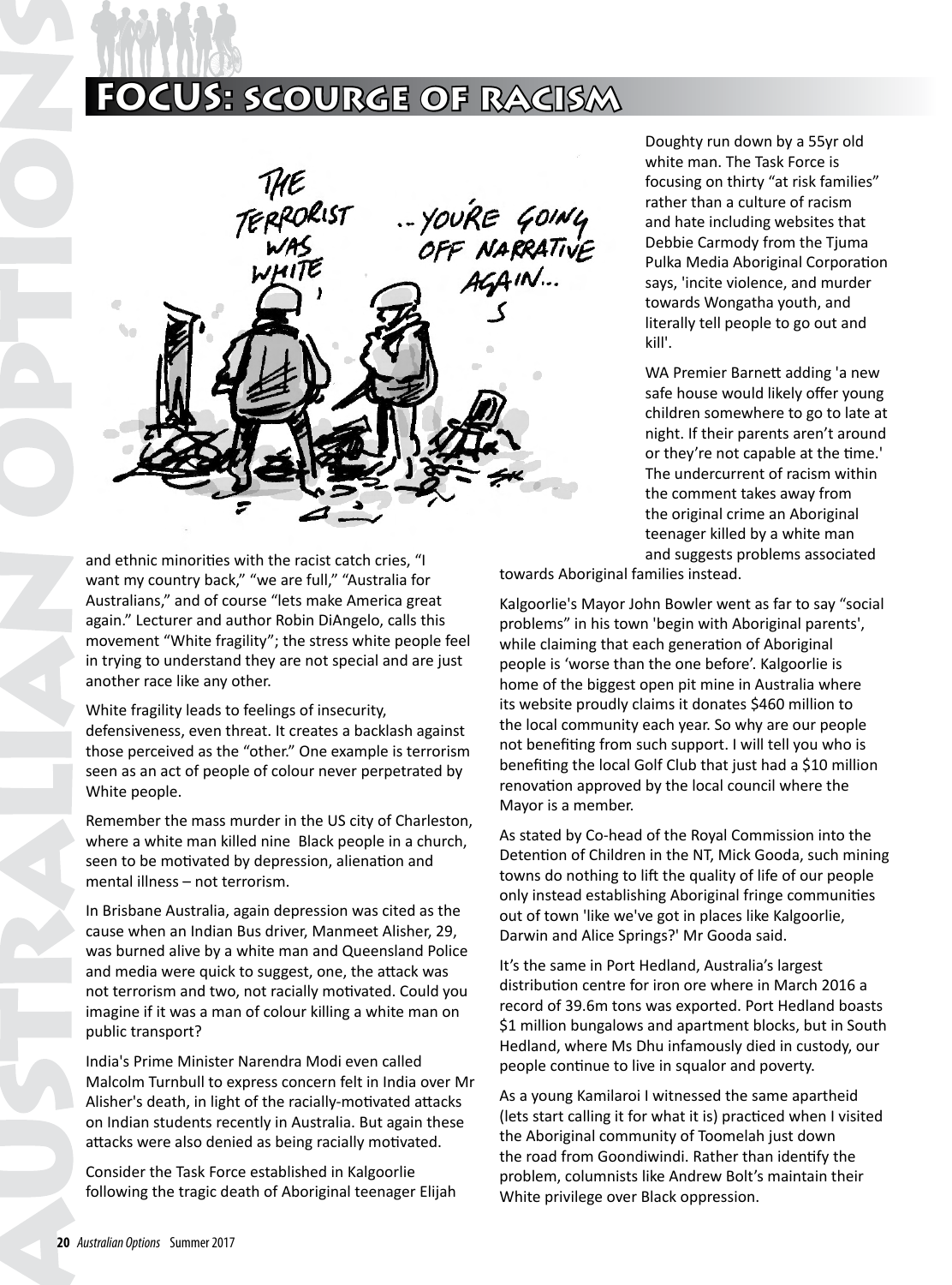# FOCUS: SCOURGE OF RACISM

and ethnic minorities with the racist catch cries, "I want my country back," "we are full," "Australia for Australians," and of course "lets make America great again." Lecturer and author Robin DiAngelo, calls this movement "White fragility"; the stress white people feel in trying to understand they are not special and are just another race like any other.

White fragility leads to feelings of insecurity, defensiveness, even threat. It creates a backlash against those perceived as the "other." One example is terrorism seen as an act of people of colour never perpetrated by White people.

Remember the mass murder in the US city of Charleston, where a white man killed nine Black people in a church, seen to be motivated by depression, alienation and mental illness – not terrorism.

In Brisbane Australia, again depression was cited as the cause when an Indian Bus driver, Manmeet Alisher, 29, was burned alive by a white man and Queensland Police and media were quick to suggest, one, the attack was not terrorism and two, not racially motivated. Could you imagine if it was a man of colour killing a white man on public transport?

India's Prime Minister Narendra Modi even called Malcolm Turnbull to express concern felt in India over Mr Alisher's death, in light of the racially-motivated attacks on Indian students recently in Australia. But again these attacks were also denied as being racially motivated.

Consider the Task Force established in Kalgoorlie following the tragic death of Aboriginal teenager Elijah Doughty run down by a 55yr old white man. The Task Force is focusing on thirty "at risk families" rather than a culture of racism and hate including websites that Debbie Carmody from the Tjuma Pulka Media Aboriginal Corporation says, 'incite violence, and murder towards Wongatha youth, and literally tell people to go out and kill'.

WA Premier Barnett adding 'a new safe house would likely offer young children somewhere to go to late at night. If their parents aren't around or they're not capable at the time.' The undercurrent of racism within the comment takes away from the original crime an Aboriginal teenager killed by a white man and suggests problems associated towards Aboriginal families instead.

Kalgoorlie's Mayor John Bowler went as far to say "social problems" in his town 'begin with Aboriginal parents', while claiming that each generation of Aboriginal people is 'worse than the one before'. Kalgoorlie is home of the biggest open pit mine in Australia where its website proudly claims it donates $460 million to the local community each year. So why are our people not benefiting from such support. I will tell you who is benefiting the local Golf Club that just had a $10 million renovation approved by the local council where the Mayor is a member.

As stated by Co-head of the Royal Commission into the Detention of Children in the NT, Mick Gooda, such mining towns do nothing to lift the quality of life of our people only instead establishing Aboriginal fringe communities out of town 'like we've got in places like Kalgoorlie, Darwin and Alice Springs?' Mr Gooda said.

It's the same in Port Hedland, Australia's largest distribution centre for iron ore where in March 2016 a record of 39.6m tons was exported. Port Hedland boasts $1 million bungalows and apartment blocks, but in South Hedland, where Ms Dhu infamously died in custody, our people continue to live in squalor and poverty.

As a young Kamilaroi I witnessed the same apartheid (lets start calling it for what it is) practiced when I visited the Aboriginal community of Toomelah just down the road from Goondiwindi. Rather than identify the problem, columnists like Andrew Bolt's maintain their White privilege over Black oppression.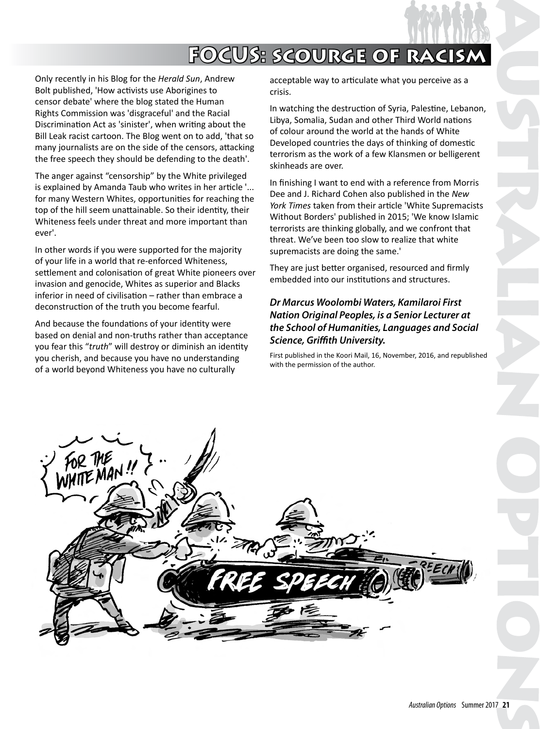Only recently in his Blog for the *Herald Sun*, Andrew Bolt published, 'How activists use Aborigines to censor debate' where the blog stated the Human Rights Commission was 'disgraceful' and the Racial Discrimination Act as 'sinister', when writing about the Bill Leak racist cartoon. The Blog went on to add, 'that so many journalists are on the side of the censors, attacking the free speech they should be defending to the death'.

The anger against "censorship" by the White privileged is explained by Amanda Taub who writes in her article '... for many Western Whites, opportunities for reaching the top of the hill seem unattainable. So their identity, their Whiteness feels under threat and more important than ever'.

In other words if you were supported for the majority of your life in a world that re-enforced Whiteness, settlement and colonisation of great White pioneers over invasion and genocide, Whites as superior and Blacks inferior in need of civilisation – rather than embrace a deconstruction of the truth you become fearful.

And because the foundations of your identity were based on denial and non-truths rather than acceptance you fear this "*truth*" will destroy or diminish an identity you cherish, and because you have no understanding of a world beyond Whiteness you have no culturally acceptable way to articulate what you perceive as a crisis.

In watching the destruction of Syria, Palestine, Lebanon, Libya, Somalia, Sudan and other Third World nations of colour around the world at the hands of White Developed countries the days of thinking of domestic terrorism as the work of a few Klansmen or belligerent skinheads are over.

In finishing I want to end with a reference from Morris Dee and J. Richard Cohen also published in the *New York Times* taken from their article 'White Supremacists Without Borders' published in 2015; 'We know Islamic terrorists are thinking globally, and we confront that threat. We've been too slow to realize that white supremacists are doing the same.'

They are just better organised, resourced and firmly embedded into our institutions and structures.

***Dr Marcus Woolombi Waters, Kamilaroi First Nation Original Peoples, is a Senior Lecturer at the School of Humanities, Languages and Social Science, Griffith University.***

First published in the Koori Mail, 16, November, 2016, and republished with the permission of the author.